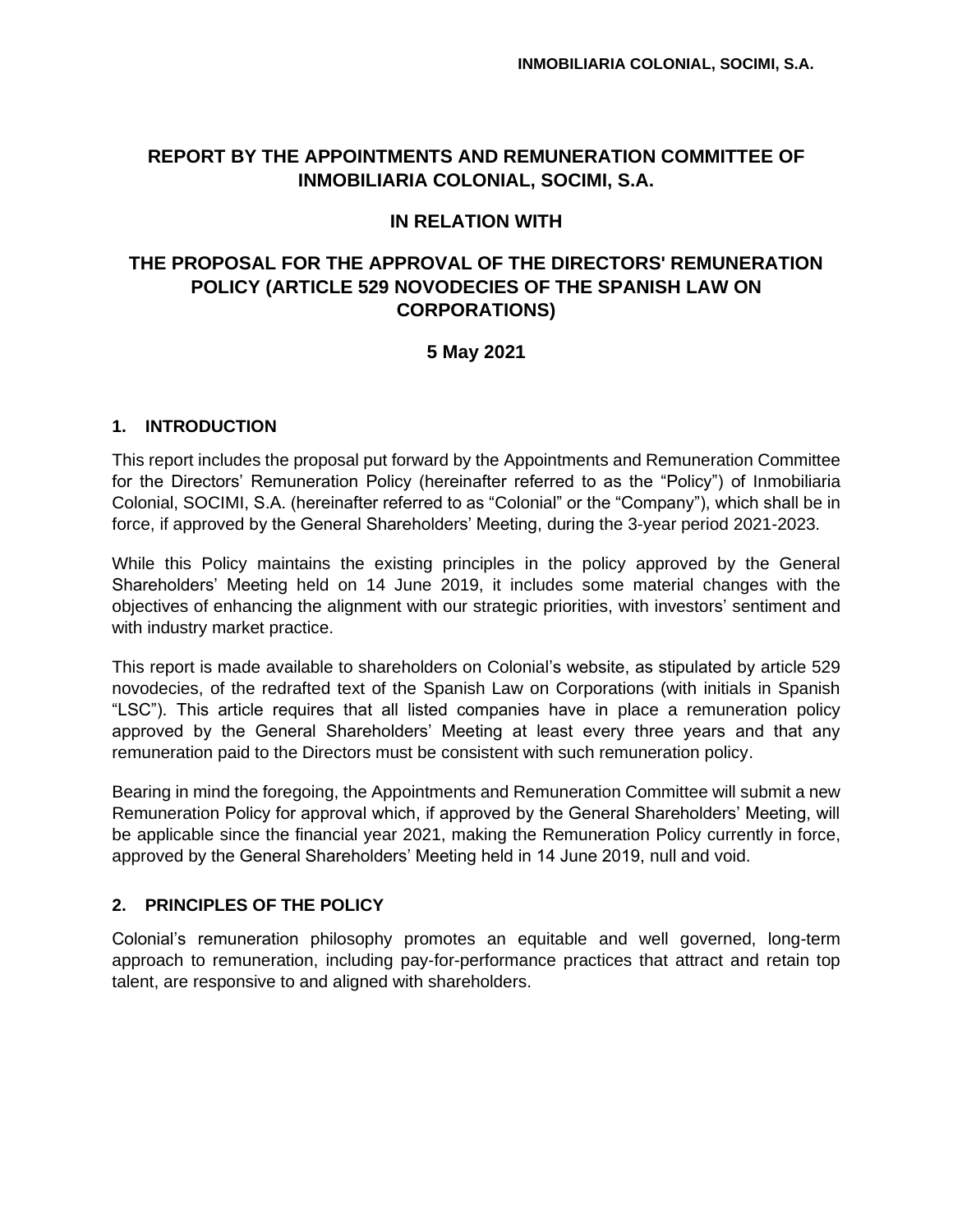# REPORT BY THE APPOINTMENTS AND REMUNERATION COMMITTEE OF INMOBILIARIA COLONIAL, SOCIMI, S.A.

## IN RELATION WITH

## THE PROPOSAL FOR THE APPROVAL OF THE DIRECTORS' REMUNERATION POLICY (ARTICLE 529 NOVODECIES OF THE SPANISH LAW ON CORPORATIONS)

**5 May 2021**

### 1. INTRODUCTION

This report includes the proposal put forward by the Appointments and Remuneration Committee for the Directors' Remuneration Policy (hereinafter referred to as the "Policy") of Inmobiliaria Colonial, SOCIMI, S.A. (hereinafter referred to as "Colonial" or the "Company"), which shall be in force, if approved by the General Shareholders' Meeting, during the 3-year period 2021-2023.

While this Policy maintains the existing principles in the policy approved by the General Shareholders' Meeting held on 14 June 2019, it includes some material changes with the objectives of enhancing the alignment with our strategic priorities, with investors' sentiment and with industry market practice.

This report is made available to shareholders on Colonial's website, as stipulated by article 529 novodecies, of the redrafted text of the Spanish Law on Corporations (with initials in Spanish "LSC"). This article requires that all listed companies have in place a remuneration policy approved by the General Shareholders' Meeting at least every three years and that any remuneration paid to the Directors must be consistent with such remuneration policy.

Bearing in mind the foregoing, the Appointments and Remuneration Committee will submit a new Remuneration Policy for approval which, if approved by the General Shareholders' Meeting, will be applicable since the financial year 2021, making the Remuneration Policy currently in force, approved by the General Shareholders' Meeting held in 14 June 2019, null and void.

### 2. PRINCIPLES OF THE POLICY

Colonial's remuneration philosophy promotes an equitable and well governed, long-term approach to remuneration, including pay-for-performance practices that attract and retain top talent, are responsive to and aligned with shareholders.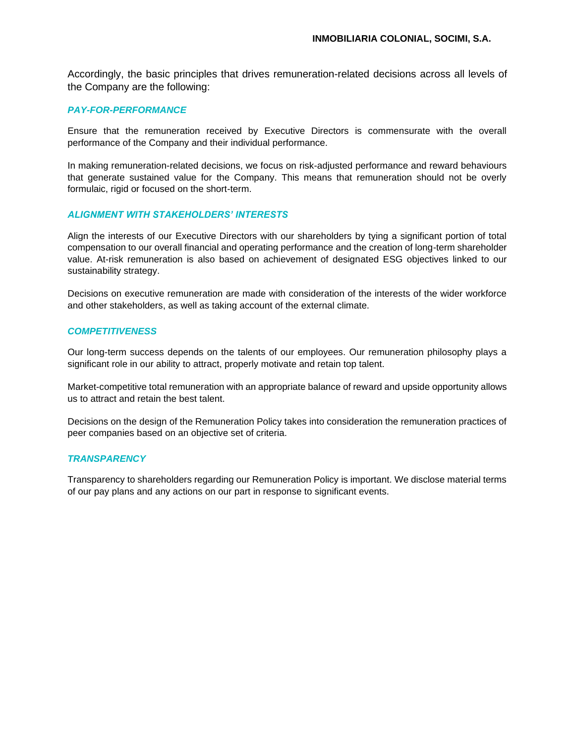Accordingly, the basic principles that drives remuneration-related decisions across all levels of the Company are the following:

### *PAY-FOR-PERFORMANCE*

Ensure that the remuneration received by Executive Directors is commensurate with the overall performance of the Company and their individual performance.

In making remuneration-related decisions, we focus on risk-adjusted performance and reward behaviours that generate sustained value for the Company. This means that remuneration should not be overly formulaic, rigid or focused on the short-term.

### *ALIGNMENT WITH STAKEHOLDERS' INTERESTS*

Align the interests of our Executive Directors with our shareholders by tying a significant portion of total compensation to our overall financial and operating performance and the creation of long-term shareholder value. At-risk remuneration is also based on achievement of designated ESG objectives linked to our sustainability strategy.

Decisions on executive remuneration are made with consideration of the interests of the wider workforce and other stakeholders, as well as taking account of the external climate.

### *COMPETITIVENESS*

Our long-term success depends on the talents of our employees. Our remuneration philosophy plays a significant role in our ability to attract, properly motivate and retain top talent.

Market-competitive total remuneration with an appropriate balance of reward and upside opportunity allows us to attract and retain the best talent.

Decisions on the design of the Remuneration Policy takes into consideration the remuneration practices of peer companies based on an objective set of criteria.

### *TRANSPARENCY*

Transparency to shareholders regarding our Remuneration Policy is important. We disclose material terms of our pay plans and any actions on our part in response to significant events.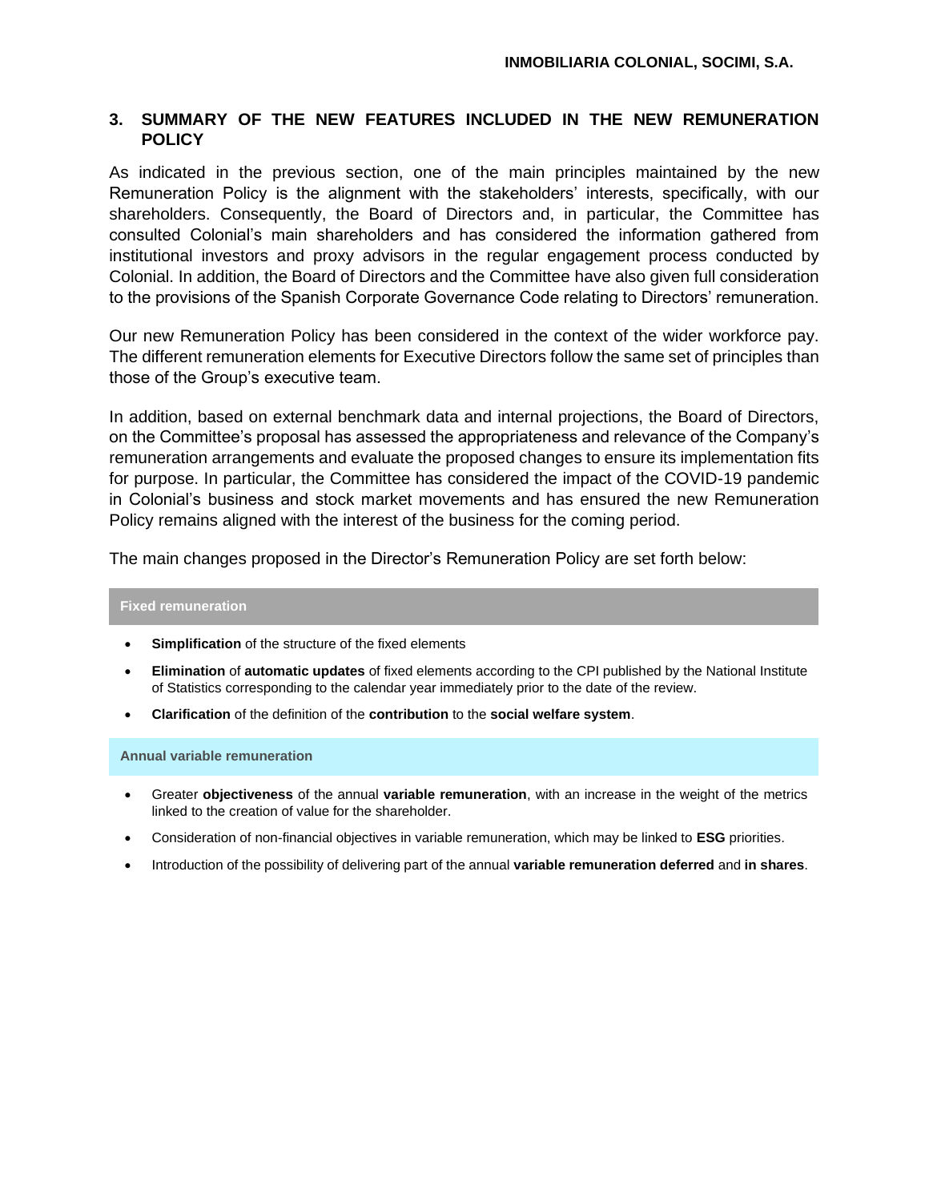## 3. SUMMARY OF THE NEW FEATURES INCLUDED IN THE NEW REMUNERATION POLICY

As indicated in the previous section, one of the main principles maintained by the new Remuneration Policy is the alignment with the stakeholders' interests, specifically, with our shareholders. Consequently, the Board of Directors and, in particular, the Committee has consulted Colonial's main shareholders and has considered the information gathered from institutional investors and proxy advisors in the regular engagement process conducted by Colonial. In addition, the Board of Directors and the Committee have also given full consideration to the provisions of the Spanish Corporate Governance Code relating to Directors' remuneration.

Our new Remuneration Policy has been considered in the context of the wider workforce pay. The different remuneration elements for Executive Directors follow the same set of principles than those of the Group's executive team.

In addition, based on external benchmark data and internal projections, the Board of Directors, on the Committee's proposal has assessed the appropriateness and relevance of the Company's remuneration arrangements and evaluate the proposed changes to ensure its implementation fits for purpose. In particular, the Committee has considered the impact of the COVID-19 pandemic in Colonial's business and stock market movements and has ensured the new Remuneration Policy remains aligned with the interest of the business for the coming period.

The main changes proposed in the Director's Remuneration Policy are set forth below:

**Fixed remuneration**

- **Simplification** of the structure of the fixed elements
- **Elimination** of **automatic updates** of fixed elements according to the CPI published by the National Institute of Statistics corresponding to the calendar year immediately prior to the date of the review.
- **Clarification** of the definition of the **contribution** to the **social welfare system**.

**Annual variable remuneration**

- Greater **objectiveness** of the annual **variable remuneration**, with an increase in the weight of the metrics linked to the creation of value for the shareholder.
- Consideration of non-financial objectives in variable remuneration, which may be linked to **ESG** priorities.
- Introduction of the possibility of delivering part of the annual **variable remuneration deferred** and **in shares**.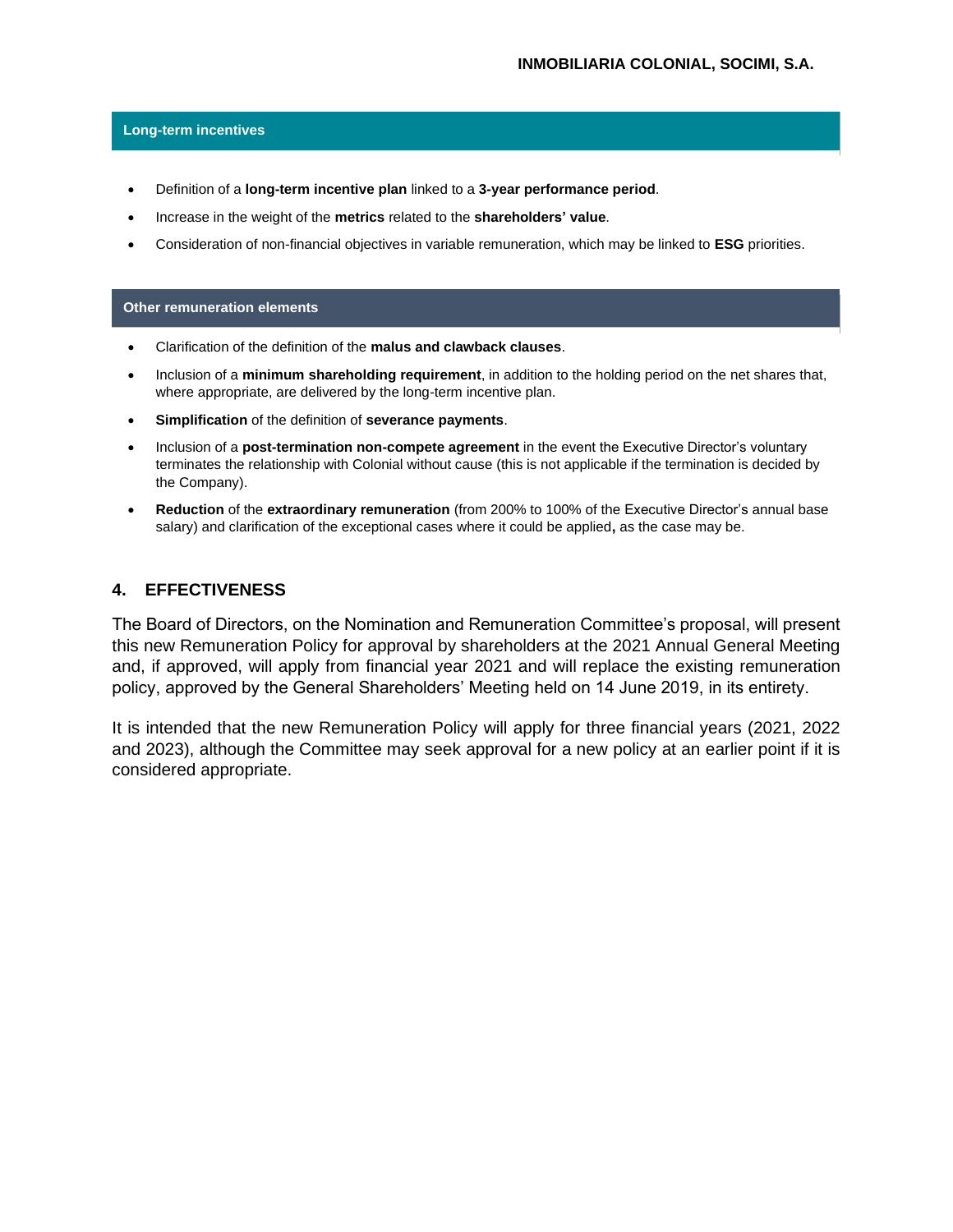### Long-term incentives

- Definition of a **long-term incentive plan** linked to a **3-year performance period**.
- Increase in the weight of the **metrics** related to the **shareholders' value**.
- Consideration of non-financial objectives in variable remuneration, which may be linked to **ESG** priorities.

### Other remuneration elements

- Clarification of the definition of the **malus and clawback clauses**.
- Inclusion of a **minimum shareholding requirement**, in addition to the holding period on the net shares that, where appropriate, are delivered by the long-term incentive plan.
- **Simplification** of the definition of **severance payments**.
- Inclusion of a **post-termination non-compete agreement** in the event the Executive Director's voluntary terminates the relationship with Colonial without cause (this is not applicable if the termination is decided by the Company).
- **Reduction** of the **extraordinary remuneration** (from 200% to 100% of the Executive Director's annual base salary) and clarification of the exceptional cases where it could be applied**,** as the case may be.

## 4. EFFECTIVENESS

The Board of Directors, on the Nomination and Remuneration Committee's proposal, will present this new Remuneration Policy for approval by shareholders at the 2021 Annual General Meeting and, if approved, will apply from financial year 2021 and will replace the existing remuneration policy, approved by the General Shareholders' Meeting held on 14 June 2019, in its entirety.

It is intended that the new Remuneration Policy will apply for three financial years (2021, 2022 and 2023), although the Committee may seek approval for a new policy at an earlier point if it is considered appropriate.